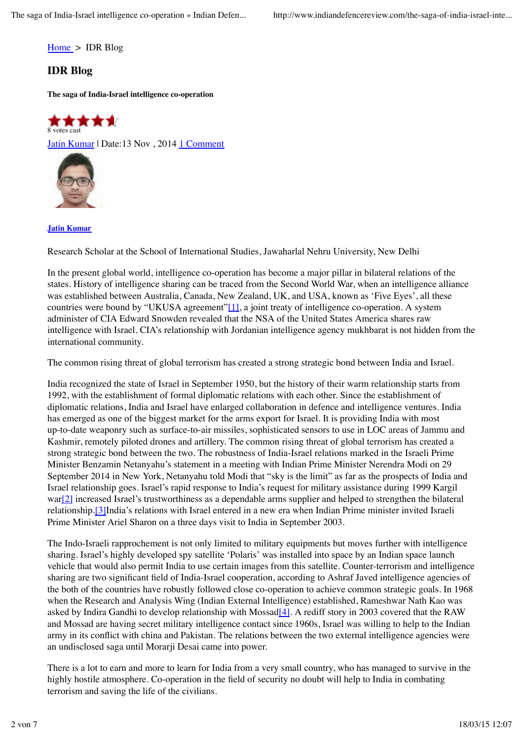Home > IDR Blog

## IDR Blog

**The saga of India-Israel intelligence co-operation**

8 votes cast

Jatin Kumar | Date:13 Nov , 2014 1 Comment

**Jatin Kumar**

Research Scholar at the School of International Studies, Jawaharlal Nehru University, New Delhi

In the present global world, intelligence co-operation has become a major pillar in bilateral relations of the states. History of intelligence sharing can be traced from the Second World War, when an intelligence alliance was established between Australia, Canada, New Zealand, UK, and USA, known as 'Five Eyes', all these countries were bound by "UKUSA agreement"[1], a joint treaty of intelligence co-operation. A system administer of CIA Edward Snowden revealed that the NSA of the United States America shares raw intelligence with Israel. CIA's relationship with Jordanian intelligence agency mukhbarat is not hidden from the international community.

The common rising threat of global terrorism has created a strong strategic bond between India and Israel.

India recognized the state of Israel in September 1950, but the history of their warm relationship starts from 1992, with the establishment of formal diplomatic relations with each other. Since the establishment of diplomatic relations, India and Israel have enlarged collaboration in defence and intelligence ventures. India has emerged as one of the biggest market for the arms export for Israel. It is providing India with most up-to-date weaponry such as surface-to-air missiles, sophisticated sensors to use in LOC areas of Jammu and Kashmir, remotely piloted drones and artillery. The common rising threat of global terrorism has created a strong strategic bond between the two. The robustness of India-Israel relations marked in the Israeli Prime Minister Benzamin Netanyahu's statement in a meeting with Indian Prime Minister Nerendra Modi on 29 September 2014 in New York, Netanyahu told Modi that "sky is the limit" as far as the prospects of India and Israel relationship goes. Israel's rapid response to India's request for military assistance during 1999 Kargil war[2] increased Israel's trustworthiness as a dependable arms supplier and helped to strengthen the bilateral relationship.[3]India's relations with Israel entered in a new era when Indian Prime minister invited Israeli Prime Minister Ariel Sharon on a three days visit to India in September 2003.

The Indo-Israeli rapprochement is not only limited to military equipments but moves further with intelligence sharing. Israel's highly developed spy satellite 'Polaris' was installed into space by an Indian space launch vehicle that would also permit India to use certain images from this satellite. Counter-terrorism and intelligence sharing are two significant field of India-Israel cooperation, according to Ashraf Javed intelligence agencies of the both of the countries have robustly followed close co-operation to achieve common strategic goals. In 1968 when the Research and Analysis Wing (Indian External Intelligence) established, Rameshwar Nath Kao was asked by Indira Gandhi to develop relationship with Mossad[4]. A rediff story in 2003 covered that the RAW and Mossad are having secret military intelligence contact since 1960s, Israel was willing to help to the Indian army in its conflict with china and Pakistan. The relations between the two external intelligence agencies were an undisclosed saga until Morarji Desai came into power.

There is a lot to earn and more to learn for India from a very small country, who has managed to survive in the highly hostile atmosphere. Co-operation in the field of security no doubt will help to India in combating terrorism and saving the life of the civilians.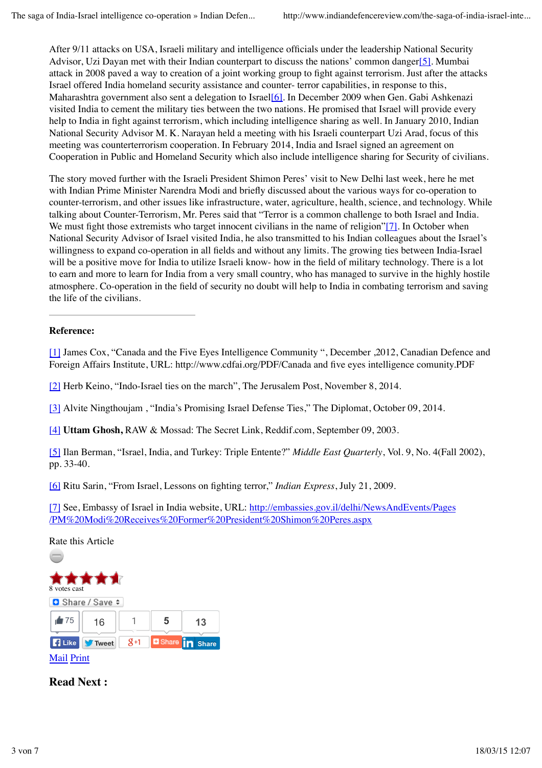After 9/11 attacks on USA, Israeli military and intelligence officials under the leadership National Security Advisor, Uzi Dayan met with their Indian counterpart to discuss the nations' common danger[5]. Mumbai attack in 2008 paved a way to creation of a joint working group to fight against terrorism. Just after the attacks Israel offered India homeland security assistance and counter- terror capabilities, in response to this, Maharashtra government also sent a delegation to Israel[6]. In December 2009 when Gen. Gabi Ashkenazi visited India to cement the military ties between the two nations. He promised that Israel will provide every help to India in fight against terrorism, which including intelligence sharing as well. In January 2010, Indian National Security Advisor M. K. Narayan held a meeting with his Israeli counterpart Uzi Arad, focus of this meeting was counterterrorism cooperation. In February 2014, India and Israel signed an agreement on Cooperation in Public and Homeland Security which also include intelligence sharing for Security of civilians.

The story moved further with the Israeli President Shimon Peres' visit to New Delhi last week, here he met with Indian Prime Minister Narendra Modi and briefly discussed about the various ways for co-operation to counter-terrorism, and other issues like infrastructure, water, agriculture, health, science, and technology. While talking about Counter-Terrorism, Mr. Peres said that "Terror is a common challenge to both Israel and India. We must fight those extremists who target innocent civilians in the name of religion"[7]. In October when National Security Advisor of Israel visited India, he also transmitted to his Indian colleagues about the Israel's willingness to expand co-operation in all fields and without any limits. The growing ties between India-Israel will be a positive move for India to utilize Israeli know- how in the field of military technology. There is a lot to earn and more to learn for India from a very small country, who has managed to survive in the highly hostile atmosphere. Co-operation in the field of security no doubt will help to India in combating terrorism and saving the life of the civilians.

---

**Reference:**

[1] James Cox, "Canada and the Five Eyes Intelligence Community ", December ,2012, Canadian Defence and Foreign Affairs Institute, URL: http://www.cdfai.org/PDF/Canada and five eyes intelligence comunity.PDF

[2] Herb Keino, "Indo-Israel ties on the march", The Jerusalem Post, November 8, 2014.

[3] Alvite Ningthoujam , "India's Promising Israel Defense Ties," The Diplomat, October 09, 2014.

[4] **Uttam Ghosh,** RAW & Mossad: The Secret Link, Reddif.com, September 09, 2003.

[5] Ilan Berman, "Israel, India, and Turkey: Triple Entente?" *Middle East Quarterly*, Vol. 9, No. 4(Fall 2002), pp. 33-40.

[6] Ritu Sarin, "From Israel, Lessons on fighting terror," *Indian Express*, July 21, 2009.

[7] See, Embassy of Israel in India website, URL: http://embassies.gov.il/delhi/NewsAndEvents/Pages/PM%20Modi%20Receives%20Former%20President%20Shimon%20Peres.aspx

Rate this Article

8 votes cast

Share / Save

75 16 1 5 13

Like Tweet +1 Share Share

Mail Print

**Read Next :**